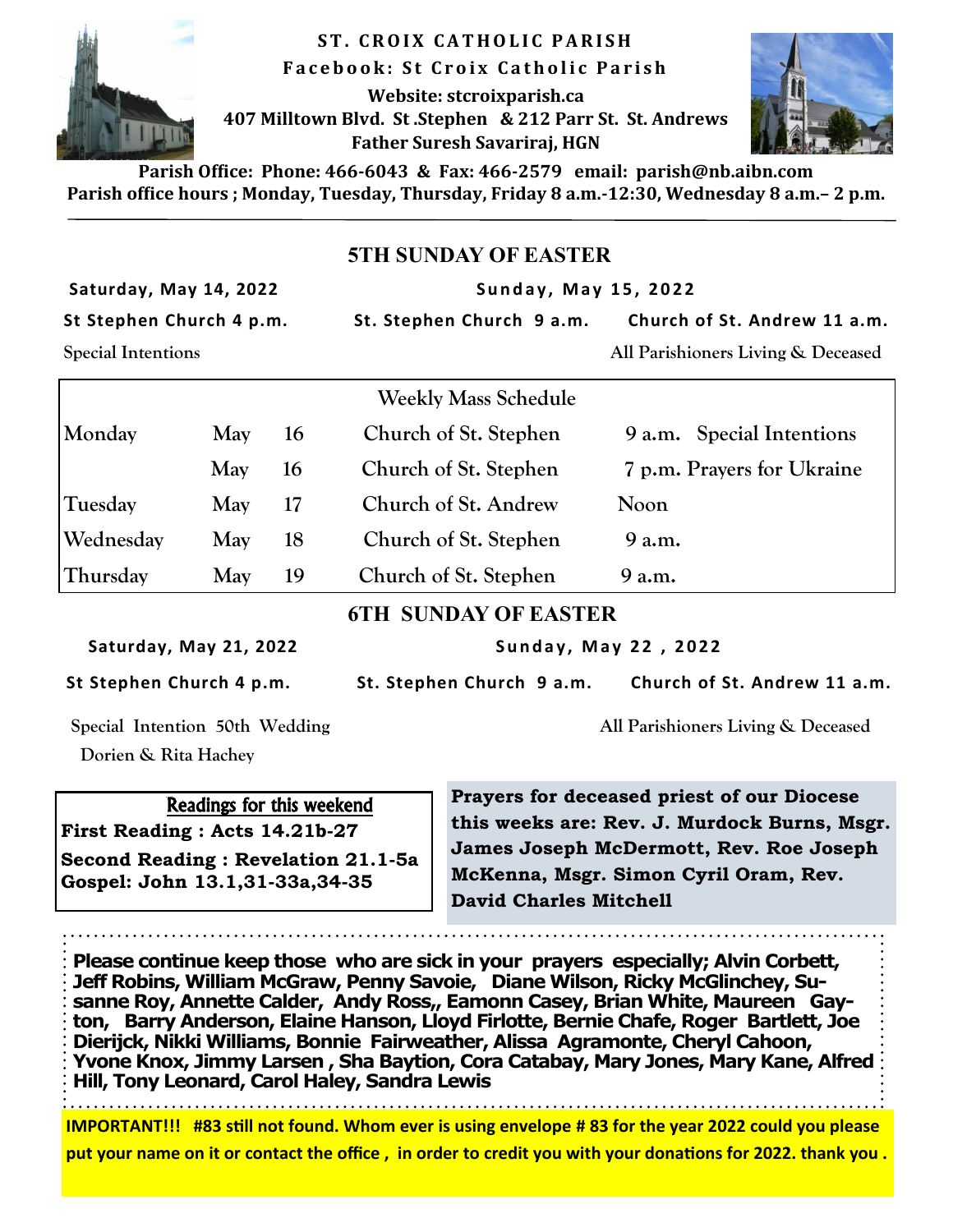# ST. CROIX CATHOLIC PARISH

**Facebook: St Croix Catholic Parish**

**Website: stcroixparish.ca**

**407 Milltown Blvd. St .Stephen & 212 Parr St. St. Andrews**

**Father Suresh Savariraj, HGN**

**Parish Office: Phone: 466-6043 & Fax: 466-2579 email: parish@nb.aibn.com**

**Parish office hours ; Monday, Tuesday, Thursday, Friday 8 a.m.-12:30, Wednesday 8 a.m.– 2 p.m.**

---

## 5TH SUNDAY OF EASTER

**Saturday, May 14, 2022**

**St Stephen Church 4 p.m.**

Special Intentions

**Sunday, May 15, 2022**

**St. Stephen Church 9 a.m.**

**Church of St. Andrew 11 a.m.**

All Parishioners Living & Deceased

| Weekly Mass Schedule | | | | |
|---|---|---|---|---|
| Monday | May | 16 | Church of St. Stephen | 9 a.m. Special Intentions |
| | May | 16 | Church of St. Stephen | 7 p.m. Prayers for Ukraine |
| Tuesday | May | 17 | Church of St. Andrew | Noon |
| Wednesday | May | 18 | Church of St. Stephen | 9 a.m. |
| Thursday | May | 19 | Church of St. Stephen | 9 a.m. |

## 6TH SUNDAY OF EASTER

**Saturday, May 21, 2022**

**St Stephen Church 4 p.m.**

Special Intention 50th Wedding Dorien & Rita Hachey

**Sunday, May 22 , 2022**

**St. Stephen Church 9 a.m.**

**Church of St. Andrew 11 a.m.**

All Parishioners Living & Deceased

### Readings for this weekend

**First Reading : Acts 14.21b-27**

**Second Reading : Revelation 21.1-5a**

**Gospel: John 13.1,31-33a,34-35**

**Prayers for deceased priest of our Diocese this weeks are: Rev. J. Murdock Burns, Msgr. James Joseph McDermott, Rev. Roe Joseph McKenna, Msgr. Simon Cyril Oram, Rev. David Charles Mitchell**

**Please continue keep those who are sick in your prayers especially; Alvin Corbett, Jeff Robins, William McGraw, Penny Savoie, Diane Wilson, Ricky McGlinchey, Susanne Roy, Annette Calder, Andy Ross,, Eamonn Casey, Brian White, Maureen Gayton, Barry Anderson, Elaine Hanson, Lloyd Firlotte, Bernie Chafe, Roger Bartlett, Joe Dierijck, Nikki Williams, Bonnie Fairweather, Alissa Agramonte, Cheryl Cahoon, Yvone Knox, Jimmy Larsen , Sha Baytion, Cora Catabay, Mary Jones, Mary Kane, Alfred Hill, Tony Leonard, Carol Haley, Sandra Lewis**

**IMPORTANT!!! #83 still not found. Whom ever is using envelope # 83 for the year 2022 could you please put your name on it or contact the office , in order to credit you with your donations for 2022. thank you .**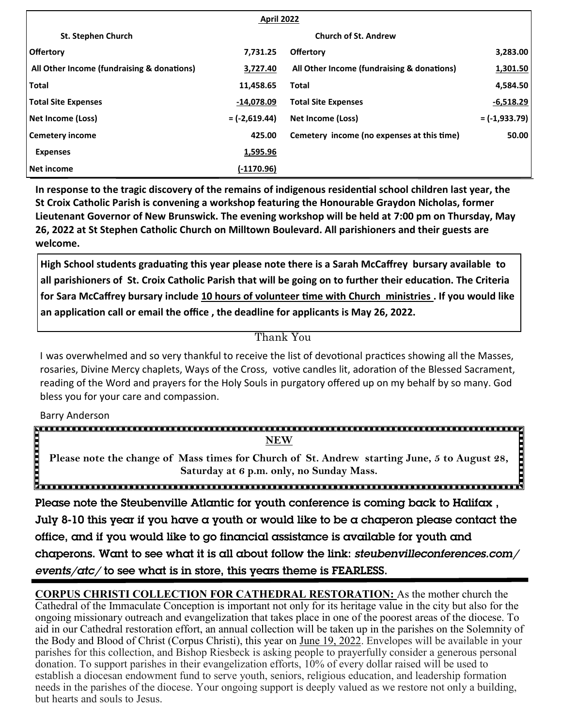| April 2022 | | | |
|---|---|---|---|
| **St. Stephen Church** | | **Church of St. Andrew** | |
| **Offertory** | **7,731.25** | **Offertory** | **3,283.00** |
| **All Other Income (fundraising & donations)** | **3,727.40** | **All Other Income (fundraising & donations)** | **1,301.50** |
| **Total** | **11,458.65** | **Total** | **4,584.50** |
| **Total Site Expenses** | **-14,078.09** | **Total Site Expenses** | **-6,518.29** |
| **Net Income (Loss)** | **= (-2,619.44)** | **Net Income (Loss)** | **= (-1,933.79)** |
| **Cemetery income** | **425.00** | **Cemetery income (no expenses at this time)** | **50.00** |
| **Expenses** | **1,595.96** | | |
| **Net income** | **(-1170.96)** | | |

**In response to the tragic discovery of the remains of indigenous residential school children last year, the St Croix Catholic Parish is convening a workshop featuring the Honourable Graydon Nicholas, former Lieutenant Governor of New Brunswick. The evening workshop will be held at 7:00 pm on Thursday, May 26, 2022 at St Stephen Catholic Church on Milltown Boulevard. All parishioners and their guests are welcome.**

**High School students graduating this year please note there is a Sarah McCaffrey bursary available to all parishioners of St. Croix Catholic Parish that will be going on to further their education. The Criteria for Sara McCaffrey bursary include 10 hours of volunteer time with Church ministries . If you would like an application call or email the office , the deadline for applicants is May 26, 2022.**

## Thank You

I was overwhelmed and so very thankful to receive the list of devotional practices showing all the Masses, rosaries, Divine Mercy chaplets, Ways of the Cross, votive candles lit, adoration of the Blessed Sacrament, reading of the Word and prayers for the Holy Souls in purgatory offered up on my behalf by so many. God bless you for your care and compassion.

Barry Anderson

**NEW**

**Please note the change of Mass times for Church of St. Andrew starting June, 5 to August 28, Saturday at 6 p.m. only, no Sunday Mass.**

**Please note the Steubenville Atlantic for youth conference is coming back to Halifax , July 8-10 this year if you have a youth or would like to be a chaperon please contact the office, and if you would like to go financial assistance is available for youth and chaperons. Want to see what it is all about follow the link: *steubenvilleconferences.com/ events/atc/* to see what is in store, this years theme is FEARLESS.**

**CORPUS CHRISTI COLLECTION FOR CATHEDRAL RESTORATION:** As the mother church the Cathedral of the Immaculate Conception is important not only for its heritage value in the city but also for the ongoing missionary outreach and evangelization that takes place in one of the poorest areas of the diocese. To aid in our Cathedral restoration effort, an annual collection will be taken up in the parishes on the Solemnity of the Body and Blood of Christ (Corpus Christi), this year on June 19, 2022. Envelopes will be available in your parishes for this collection, and Bishop Riesbeck is asking people to prayerfully consider a generous personal donation. To support parishes in their evangelization efforts, 10% of every dollar raised will be used to establish a diocesan endowment fund to serve youth, seniors, religious education, and leadership formation needs in the parishes of the diocese. Your ongoing support is deeply valued as we restore not only a building, but hearts and souls to Jesus.